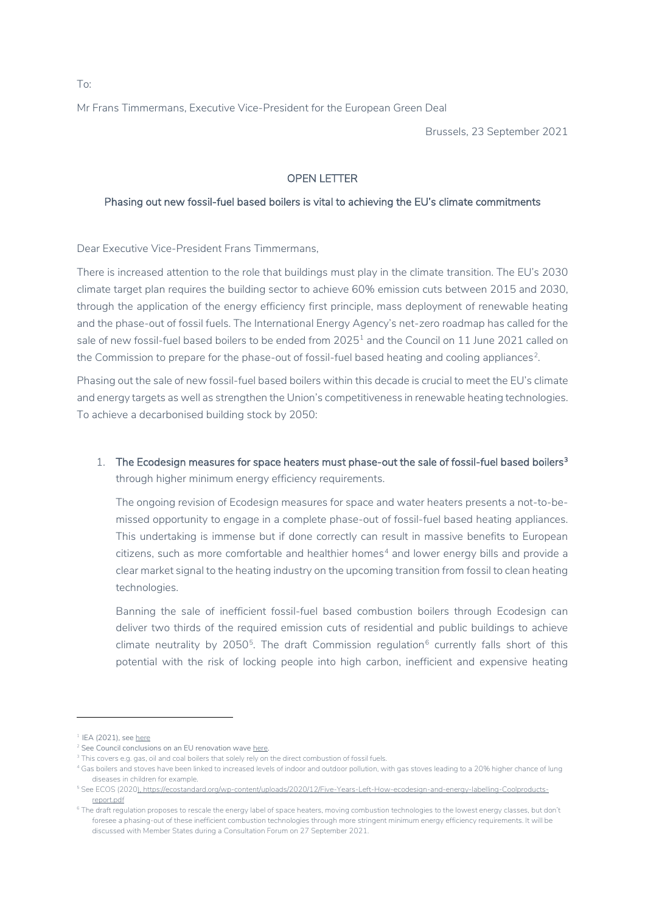To:

Mr Frans Timmermans, Executive Vice-President for the European Green Deal

Brussels, 23 September 2021

# OPEN LETTER

## Phasing out new fossil-fuel based boilers is vital to achieving the EU's climate commitments

Dear Executive Vice-President Frans Timmermans,

There is increased attention to the role that buildings must play in the climate transition. The EU's 2030 climate target plan requires the building sector to achieve 60% emission cuts between 2015 and 2030, through the application of the energy efficiency first principle, mass deployment of renewable heating and the phase-out of fossil fuels. The International Energy Agency's net-zero roadmap has called for the sale of new fossil-fuel based boilers to be ended from 2025[1] and the Council on 11 June 2021 called on the Commission to prepare for the phase-out of fossil-fuel based heating and cooling appliances[2].

Phasing out the sale of new fossil-fuel based boilers within this decade is crucial to meet the EU's climate and energy targets as well as strengthen the Union's competitiveness in renewable heating technologies. To achieve a decarbonised building stock by 2050:

1. **The Ecodesign measures for space heaters must phase-out the sale of fossil-fuel based boilers[3]** through higher minimum energy efficiency requirements.

   The ongoing revision of Ecodesign measures for space and water heaters presents a not-to-be-missed opportunity to engage in a complete phase-out of fossil-fuel based heating appliances. This undertaking is immense but if done correctly can result in massive benefits to European citizens, such as more comfortable and healthier homes[4] and lower energy bills and provide a clear market signal to the heating industry on the upcoming transition from fossil to clean heating technologies.

   Banning the sale of inefficient fossil-fuel based combustion boilers through Ecodesign can deliver two thirds of the required emission cuts of residential and public buildings to achieve climate neutrality by 2050[5]. The draft Commission regulation[6] currently falls short of this potential with the risk of locking people into high carbon, inefficient and expensive heating

---

[1] IEA (2021), see here

[2] See Council conclusions on an EU renovation wave here.

[3] This covers e.g. gas, oil and coal boilers that solely rely on the direct combustion of fossil fuels.

[4] Gas boilers and stoves have been linked to increased levels of indoor and outdoor pollution, with gas stoves leading to a 20% higher chance of lung diseases in children for example.

[5] See ECOS (2020), https://ecostandard.org/wp-content/uploads/2020/12/Five-Years-Left-How-ecodesign-and-energy-labelling-Coolproducts-report.pdf

[6] The draft regulation proposes to rescale the energy label of space heaters, moving combustion technologies to the lowest energy classes, but don't foresee a phasing-out of these inefficient combustion technologies through more stringent minimum energy efficiency requirements. It will be discussed with Member States during a Consultation Forum on 27 September 2021.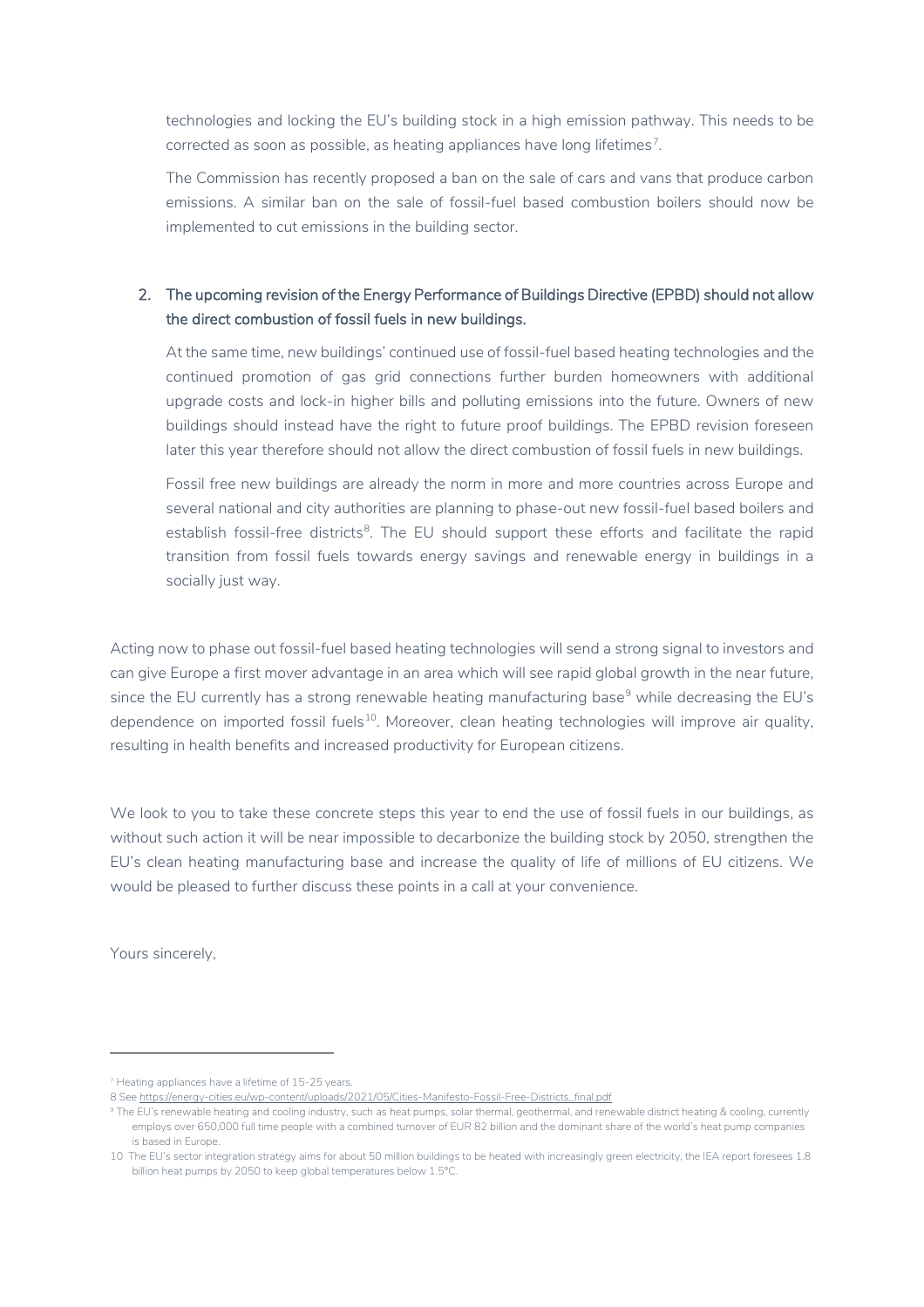technologies and locking the EU's building stock in a high emission pathway. This needs to be corrected as soon as possible, as heating appliances have long lifetimes[7].

The Commission has recently proposed a ban on the sale of cars and vans that produce carbon emissions. A similar ban on the sale of fossil-fuel based combustion boilers should now be implemented to cut emissions in the building sector.

2. The upcoming revision of the Energy Performance of Buildings Directive (EPBD) should not allow the direct combustion of fossil fuels in new buildings.

   At the same time, new buildings' continued use of fossil-fuel based heating technologies and the continued promotion of gas grid connections further burden homeowners with additional upgrade costs and lock-in higher bills and polluting emissions into the future. Owners of new buildings should instead have the right to future proof buildings. The EPBD revision foreseen later this year therefore should not allow the direct combustion of fossil fuels in new buildings.

   Fossil free new buildings are already the norm in more and more countries across Europe and several national and city authorities are planning to phase-out new fossil-fuel based boilers and establish fossil-free districts[8]. The EU should support these efforts and facilitate the rapid transition from fossil fuels towards energy savings and renewable energy in buildings in a socially just way.

Acting now to phase out fossil-fuel based heating technologies will send a strong signal to investors and can give Europe a first mover advantage in an area which will see rapid global growth in the near future, since the EU currently has a strong renewable heating manufacturing base[9] while decreasing the EU's dependence on imported fossil fuels[10]. Moreover, clean heating technologies will improve air quality, resulting in health benefits and increased productivity for European citizens.

We look to you to take these concrete steps this year to end the use of fossil fuels in our buildings, as without such action it will be near impossible to decarbonize the building stock by 2050, strengthen the EU's clean heating manufacturing base and increase the quality of life of millions of EU citizens. We would be pleased to further discuss these points in a call at your convenience.

Yours sincerely,

---

[7] Heating appliances have a lifetime of 15-25 years.

[8] See https://energy-cities.eu/wp-content/uploads/2021/05/Cities-Manifesto-Fossil-Free-Districts_final.pdf

[9] The EU's renewable heating and cooling industry, such as heat pumps, solar thermal, geothermal, and renewable district heating & cooling, currently employs over 650,000 full time people with a combined turnover of EUR 82 billion and the dominant share of the world's heat pump companies is based in Europe.

[10] The EU's sector integration strategy aims for about 50 million buildings to be heated with increasingly green electricity, the IEA report foresees 1.8 billion heat pumps by 2050 to keep global temperatures below 1.5°C.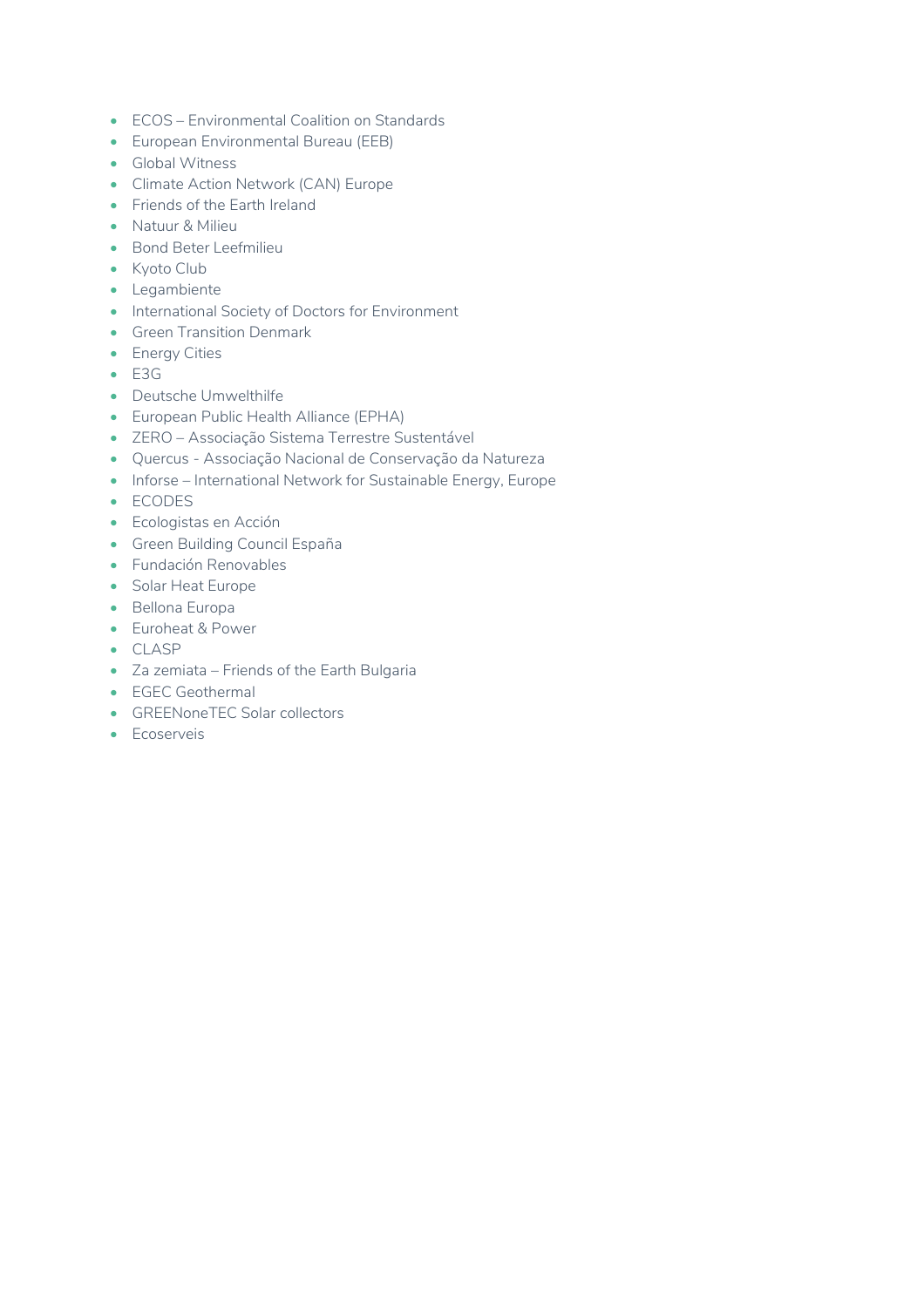- ECOS – Environmental Coalition on Standards
- European Environmental Bureau (EEB)
- Global Witness
- Climate Action Network (CAN) Europe
- Friends of the Earth Ireland
- Natuur & Milieu
- Bond Beter Leefmilieu
- Kyoto Club
- Legambiente
- International Society of Doctors for Environment
- Green Transition Denmark
- Energy Cities
- E3G
- Deutsche Umwelthilfe
- European Public Health Alliance (EPHA)
- ZERO – Associação Sistema Terrestre Sustentável
- Quercus - Associação Nacional de Conservação da Natureza
- Inforse – International Network for Sustainable Energy, Europe
- ECODES
- Ecologistas en Acción
- Green Building Council España
- Fundación Renovables
- Solar Heat Europe
- Bellona Europa
- Euroheat & Power
- CLASP
- Za zemiata – Friends of the Earth Bulgaria
- EGEC Geothermal
- GREENoneTEC Solar collectors
- Ecoserveis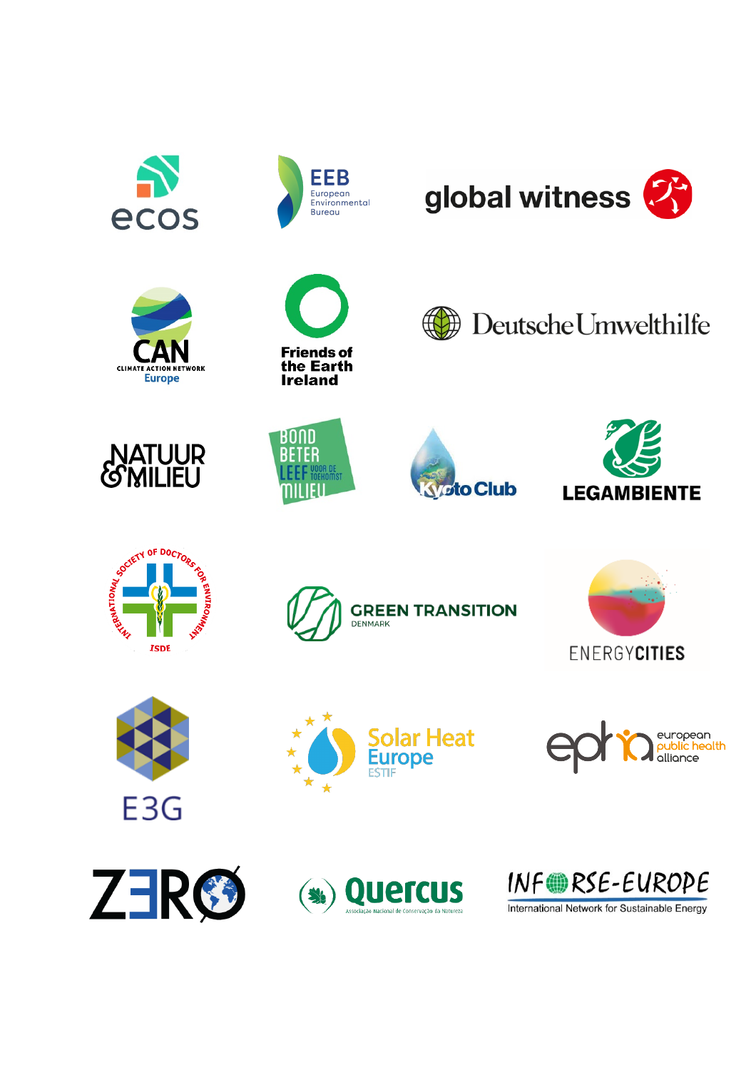ecos

EEB
European
Environmental
Bureau

global witness

CAN
CLIMATE ACTION NETWORK
Europe

Friends of
the Earth
Ireland

DeutscheUmwelthilfe

NATUUR
&MILIEU

BOND
BETER
LEEF VOOR DE TOEKOMST
MILIEU

Kyoto Club

LEGAMBIENTE

INTERNATIONAL SOCIETY OF DOCTORS FOR ENVIRONMENT
ISDE

GREEN TRANSITION
DENMARK

ENERGYCITIES

E3G

Solar Heat
Europe
ESTIF

eph
european
public health
alliance

ZERO

Quercus
Associação Nacional de Conservação da Natureza

INFORSE-EUROPE
International Network for Sustainable Energy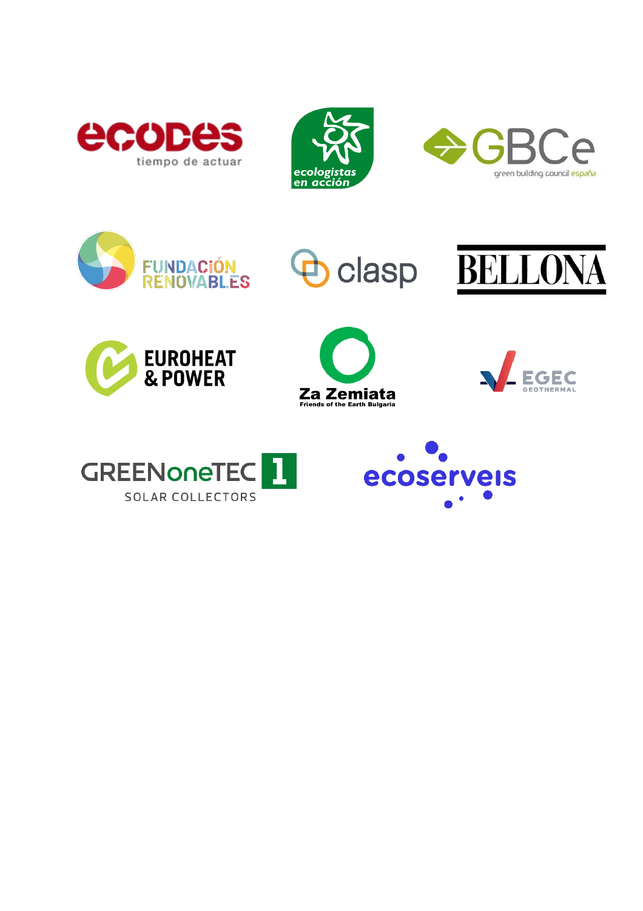ecodes
tiempo de actuar

ecologistas en acción

GBCe
green building council españa

FUNDACIÓN RENOVABLES

clasp

BELLONA

EUROHEAT & POWER

Za Zemiata
Friends of the Earth Bulgaria

EGEC
GEOTHERMAL

GREENoneTEC
SOLAR COLLECTORS

ecoserveis